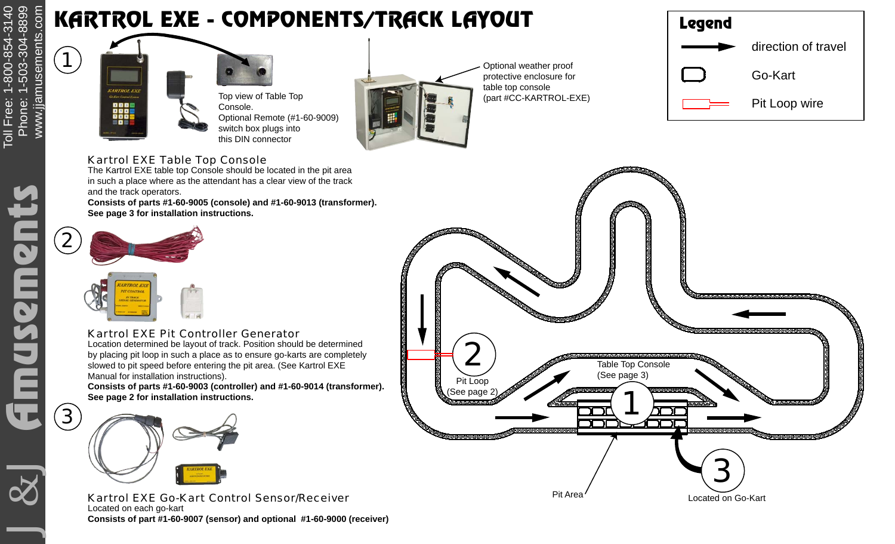# KARTROL EXE - COMPONENTS/TRACK LAYOUT

## Legend

- direction of travel
- Go-Kart
- Pit Loop wire

1

Top view of Table Top Console.
Optional Remote (#1-60-9009) switch box plugs into this DIN connector

Optional weather proof protective enclosure for table top console (part #CC-KARTROL-EXE)

### Kartrol EXE Table Top Console

The Kartrol EXE table top Console should be located in the pit area in such a place where as the attendant has a clear view of the track and the track operators.

**Consists of parts #1-60-9005 (console) and #1-60-9013 (transformer). See page 3 for installation instructions.**

2

### Kartrol EXE Pit Controller Generator

Location determined be layout of track. Position should be determined by placing pit loop in such a place as to ensure go-karts are completely slowed to pit speed before entering the pit area. (See Kartrol EXE Manual for installation instructions).

**Consists of parts #1-60-9003 (controller) and #1-60-9014 (transformer). See page 2 for installation instructions.**

3

### Kartrol EXE Go-Kart Control Sensor/Receiver

Located on each go-kart

**Consists of part #1-60-9007 (sensor) and optional #1-60-9000 (receiver)**

2 Pit Loop (See page 2)

1 Table Top Console (See page 3)

Pit Area

3 Located on Go-Kart

Toll Free: 1-800-854-3140
Phone: 1-503-304-8899
www.jjamusements.com

J & J Amusements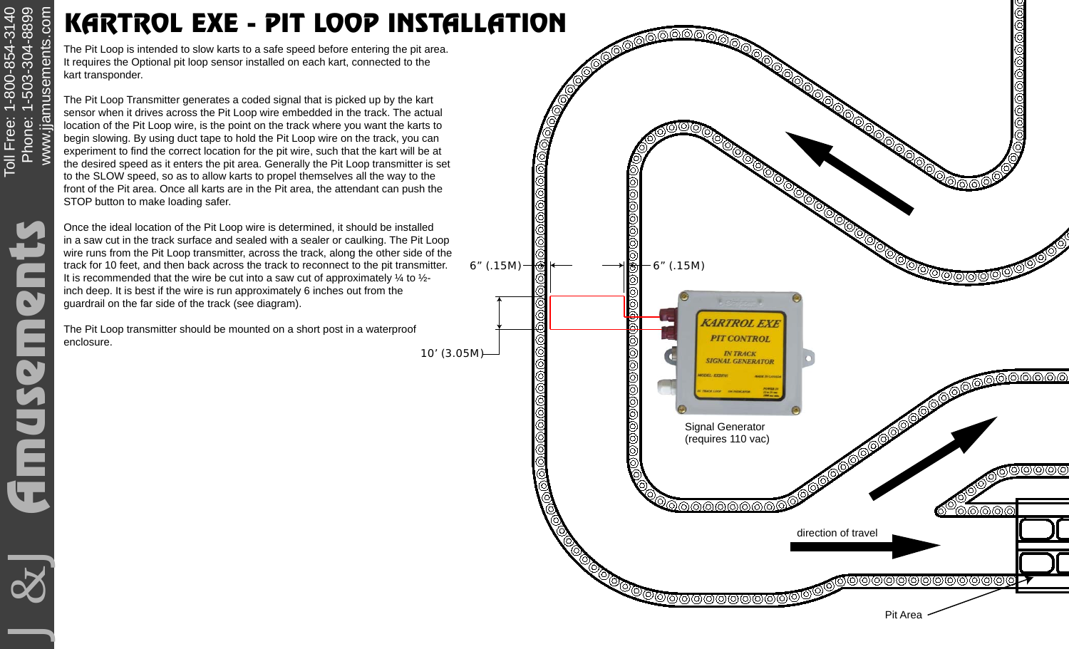# KARTROL EXE - PIT LOOP INSTALLATION

The Pit Loop is intended to slow karts to a safe speed before entering the pit area. It requires the Optional pit loop sensor installed on each kart, connected to the kart transponder.

The Pit Loop Transmitter generates a coded signal that is picked up by the kart sensor when it drives across the Pit Loop wire embedded in the track. The actual location of the Pit Loop wire, is the point on the track where you want the karts to begin slowing. By using duct tape to hold the Pit Loop wire on the track, you can experiment to find the correct location for the pit wire, such that the kart will be at the desired speed as it enters the pit area. Generally the Pit Loop transmitter is set to the SLOW speed, so as to allow karts to propel themselves all the way to the front of the Pit area. Once all karts are in the Pit area, the attendant can push the STOP button to make loading safer.

Once the ideal location of the Pit Loop wire is determined, it should be installed in a saw cut in the track surface and sealed with a sealer or caulking. The Pit Loop wire runs from the Pit Loop transmitter, across the track, along the other side of the track for 10 feet, and then back across the track to reconnect to the pit transmitter. It is recommended that the wire be cut into a saw cut of approximately ¼ to ½-inch deep. It is best if the wire is run approximately 6 inches out from the guardrail on the far side of the track (see diagram).

The Pit Loop transmitter should be mounted on a short post in a waterproof enclosure.

6” (.15M)

6” (.15M)

10’ (3.05M)

Signal Generator (requires 110 vac)

direction of travel

Pit Area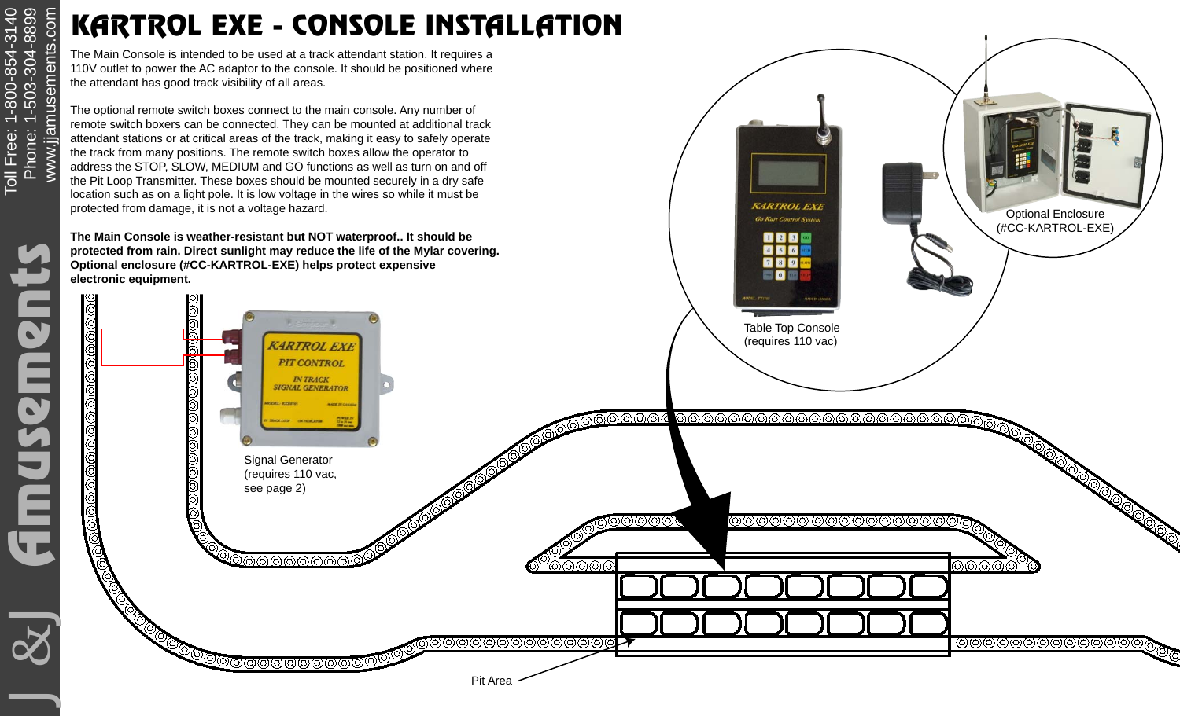# KARTROL EXE - CONSOLE INSTALLATION

The Main Console is intended to be used at a track attendant station. It requires a 110V outlet to power the AC adaptor to the console. It should be positioned where the attendant has good track visibility of all areas.

The optional remote switch boxes connect to the main console. Any number of remote switch boxers can be connected. They can be mounted at additional track attendant stations or at critical areas of the track, making it easy to safely operate the track from many positions. The remote switch boxes allow the operator to address the STOP, SLOW, MEDIUM and GO functions as well as turn on and off the Pit Loop Transmitter. These boxes should be mounted securely in a dry safe location such as on a light pole. It is low voltage in the wires so while it must be protected from damage, it is not a voltage hazard.

**The Main Console is weather-resistant but NOT waterproof.. It should be protected from rain. Direct sunlight may reduce the life of the Mylar covering. Optional enclosure (#CC-KARTROL-EXE) helps protect expensive electronic equipment.**

Table Top Console
(requires 110 vac)

Optional Enclosure
(#CC-KARTROL-EXE)

Signal Generator
(requires 110 vac,
see page 2)

Pit Area